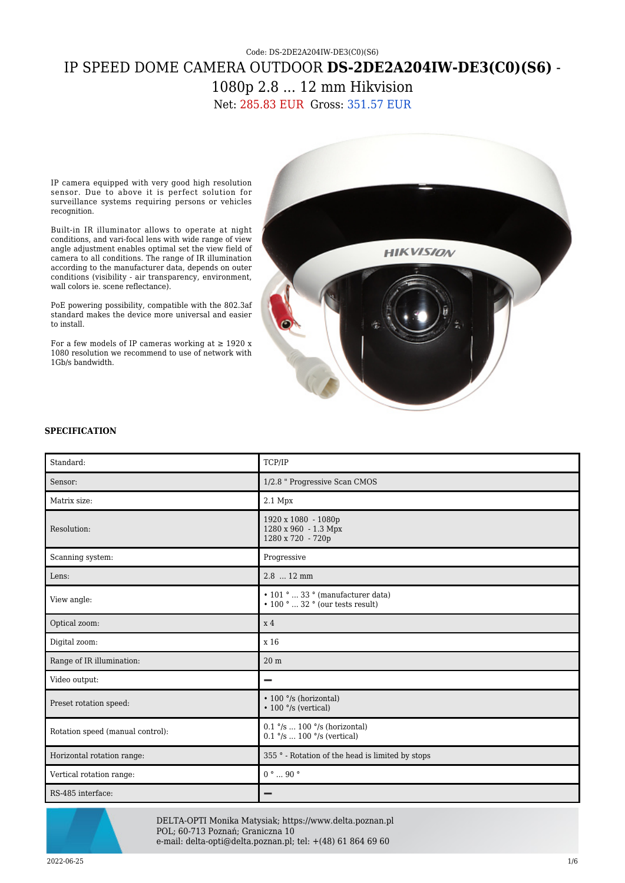Code: DS-2DE2A204IW-DE3(C0)(S6)

# IP SPEED DOME CAMERA OUTDOOR **DS-2DE2A204IW-DE3(C0)(S6)** - 1080p 2.8 ... 12 mm Hikvision

Net: 285.83 EUR Gross: 351.57 EUR

IP camera equipped with very good high resolution sensor. Due to above it is perfect solution for surveillance systems requiring persons or vehicles recognition.

Built-in IR illuminator allows to operate at night conditions, and vari-focal lens with wide range of view angle adjustment enables optimal set the view field of camera to all conditions. The range of IR illumination according to the manufacturer data, depends on outer conditions (visibility - air transparency, environment, wall colors ie. scene reflectance).

PoE powering possibility, compatible with the 802.3af standard makes the device more universal and easier to install.

For a few models of IP cameras working at ≥ 1920 x 1080 resolution we recommend to use of network with 1Gb/s bandwidth.

## SPECIFICATION

| | |
|---|---|
| Standard: | TCP/IP |
| Sensor: | 1/2.8 " Progressive Scan CMOS |
| Matrix size: | 2.1 Mpx |
| Resolution: | 1920 x 1080 - 1080p<br>1280 x 960 - 1.3 Mpx<br>1280 x 720 - 720p |
| Scanning system: | Progressive |
| Lens: | 2.8 ... 12 mm |
| View angle: | • 101 ° ... 33 ° (manufacturer data)<br>• 100 ° ... 32 ° (our tests result) |
| Optical zoom: | x 4 |
| Digital zoom: | x 16 |
| Range of IR illumination: | 20 m |
| Video output: | − |
| Preset rotation speed: | • 100 °/s (horizontal)<br>• 100 °/s (vertical) |
| Rotation speed (manual control): | 0.1 °/s ... 100 °/s (horizontal)<br>0.1 °/s ... 100 °/s (vertical) |
| Horizontal rotation range: | 355 ° - Rotation of the head is limited by stops |
| Vertical rotation range: | 0 ° ... 90 ° |
| RS-485 interface: | − |

DELTA-OPTI Monika Matysiak; https://www.delta.poznan.pl
POL; 60-713 Poznań; Graniczna 10
e-mail: delta-opti@delta.poznan.pl; tel: +(48) 61 864 69 60

2022-06-25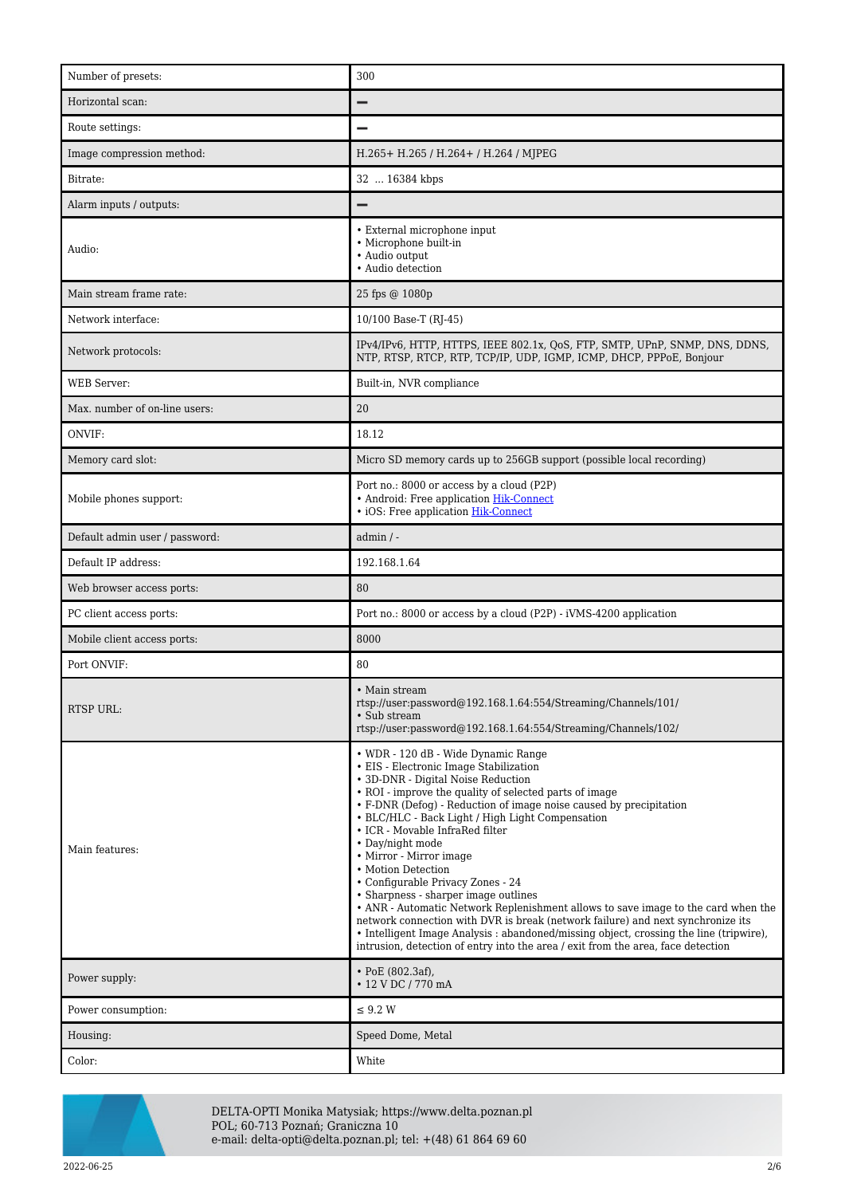| Number of presets: | 300 |
|---|---|
| Horizontal scan: | — |
| Route settings: | — |
| Image compression method: | H.265+ H.265 / H.264+ / H.264 / MJPEG |
| Bitrate: | 32 ... 16384 kbps |
| Alarm inputs / outputs: | — |
| Audio: | • External microphone input<br>• Microphone built-in<br>• Audio output<br>• Audio detection |
| Main stream frame rate: | 25 fps @ 1080p |
| Network interface: | 10/100 Base-T (RJ-45) |
| Network protocols: | IPv4/IPv6, HTTP, HTTPS, IEEE 802.1x, QoS, FTP, SMTP, UPnP, SNMP, DNS, DDNS, NTP, RTSP, RTCP, RTP, TCP/IP, UDP, IGMP, ICMP, DHCP, PPPoE, Bonjour |
| WEB Server: | Built-in, NVR compliance |
| Max. number of on-line users: | 20 |
| ONVIF: | 18.12 |
| Memory card slot: | Micro SD memory cards up to 256GB support (possible local recording) |
| Mobile phones support: | Port no.: 8000 or access by a cloud (P2P)<br>• Android: Free application Hik-Connect<br>• iOS: Free application Hik-Connect |
| Default admin user / password: | admin / - |
| Default IP address: | 192.168.1.64 |
| Web browser access ports: | 80 |
| PC client access ports: | Port no.: 8000 or access by a cloud (P2P) - iVMS-4200 application |
| Mobile client access ports: | 8000 |
| Port ONVIF: | 80 |
| RTSP URL: | • Main stream<br>rtsp://user:password@192.168.1.64:554/Streaming/Channels/101/<br>• Sub stream<br>rtsp://user:password@192.168.1.64:554/Streaming/Channels/102/ |
| Main features: | • WDR - 120 dB - Wide Dynamic Range<br>• EIS - Electronic Image Stabilization<br>• 3D-DNR - Digital Noise Reduction<br>• ROI - improve the quality of selected parts of image<br>• F-DNR (Defog) - Reduction of image noise caused by precipitation<br>• BLC/HLC - Back Light / High Light Compensation<br>• ICR - Movable InfraRed filter<br>• Day/night mode<br>• Mirror - Mirror image<br>• Motion Detection<br>• Configurable Privacy Zones - 24<br>• Sharpness - sharper image outlines<br>• ANR - Automatic Network Replenishment allows to save image to the card when the network connection with DVR is break (network failure) and next synchronize its<br>• Intelligent Image Analysis : abandoned/missing object, crossing the line (tripwire), intrusion, detection of entry into the area / exit from the area, face detection |
| Power supply: | • PoE (802.3af),<br>• 12 V DC / 770 mA |
| Power consumption: | ≤ 9.2 W |
| Housing: | Speed Dome, Metal |
| Color: | White |

DELTA-OPTI Monika Matysiak; https://www.delta.poznan.pl
POL; 60-713 Poznań; Graniczna 10
e-mail: delta-opti@delta.poznan.pl; tel: +(48) 61 864 69 60

2022-06-25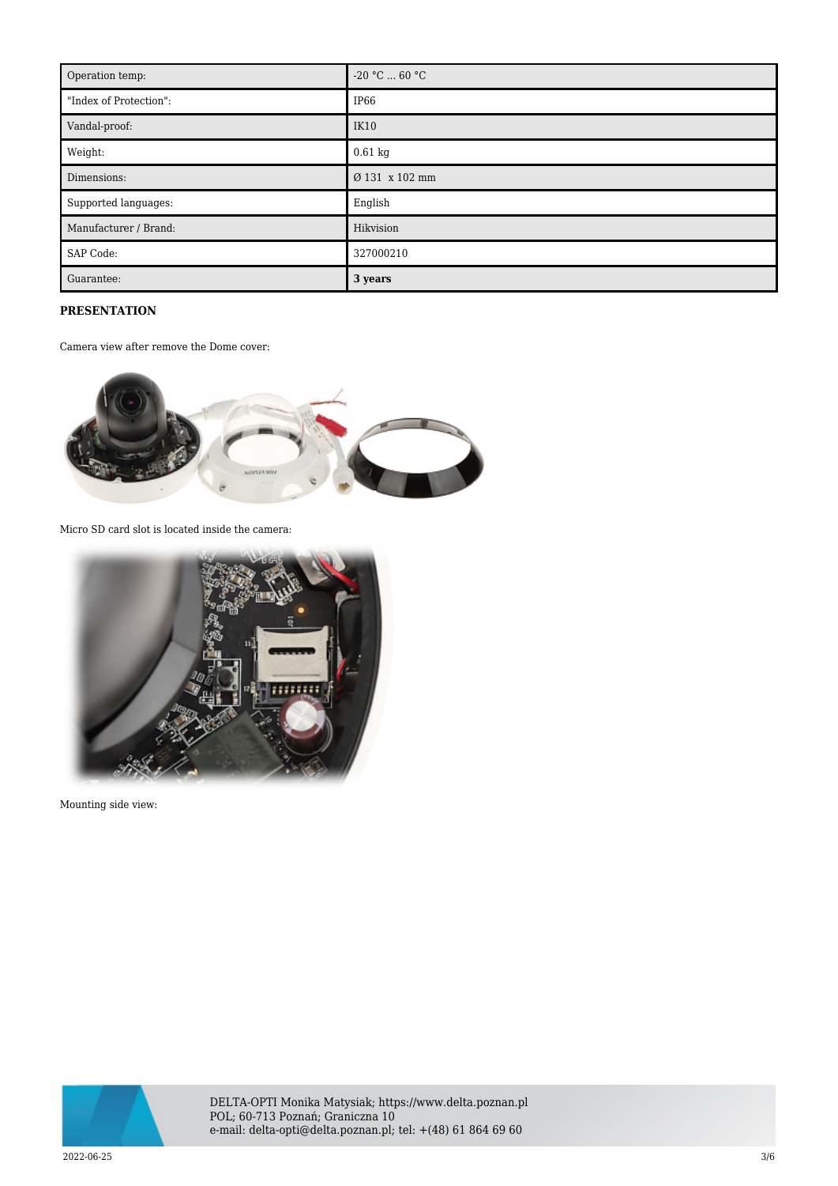| Operation temp: | -20 °C ... 60 °C |
|---|---|
| "Index of Protection": | IP66 |
| Vandal-proof: | IK10 |
| Weight: | 0.61 kg |
| Dimensions: | Ø 131 x 102 mm |
| Supported languages: | English |
| Manufacturer / Brand: | Hikvision |
| SAP Code: | 327000210 |
| Guarantee: | **3 years** |

**PRESENTATION**

Camera view after remove the Dome cover:

Micro SD card slot is located inside the camera:

Mounting side view: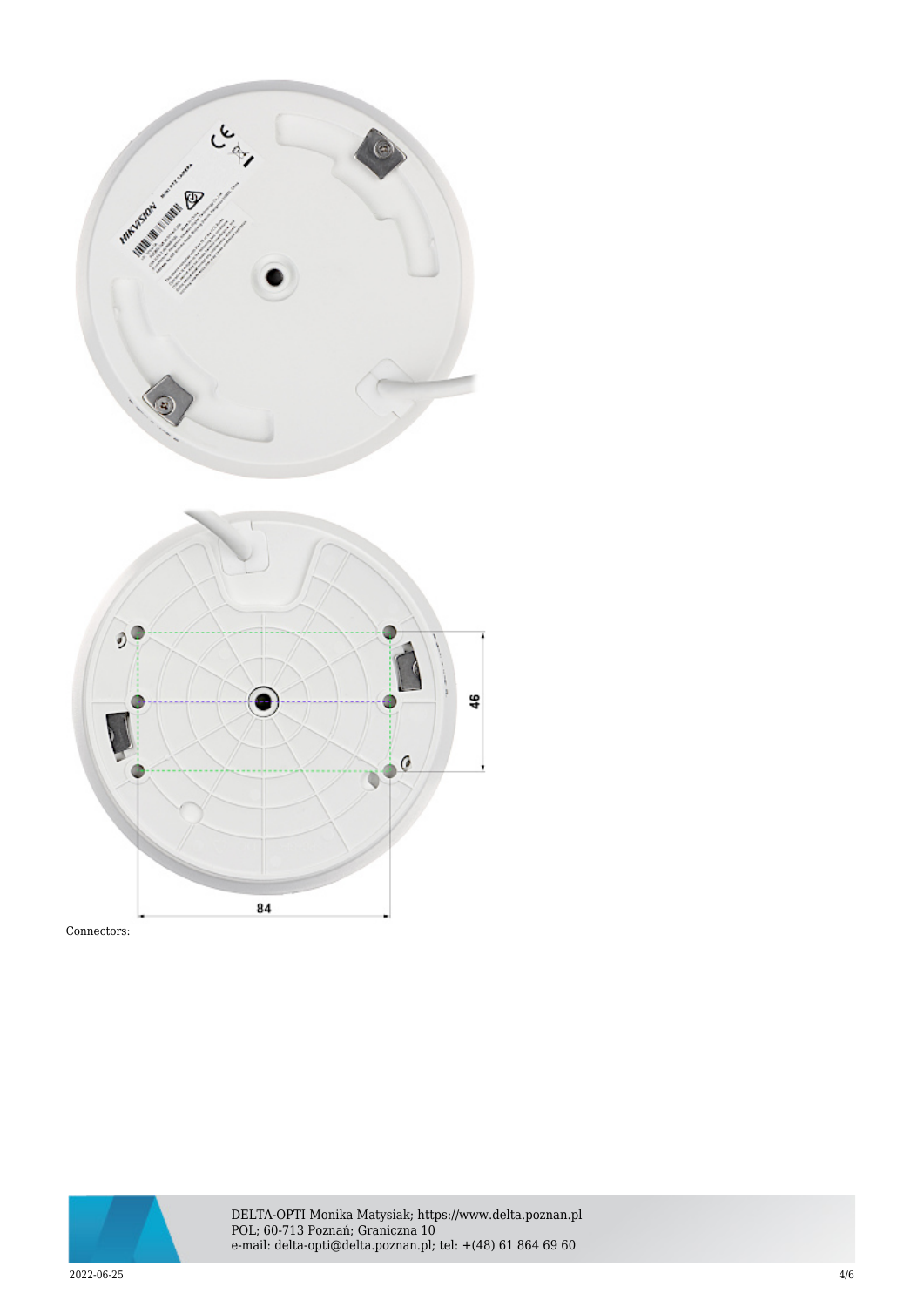Connectors: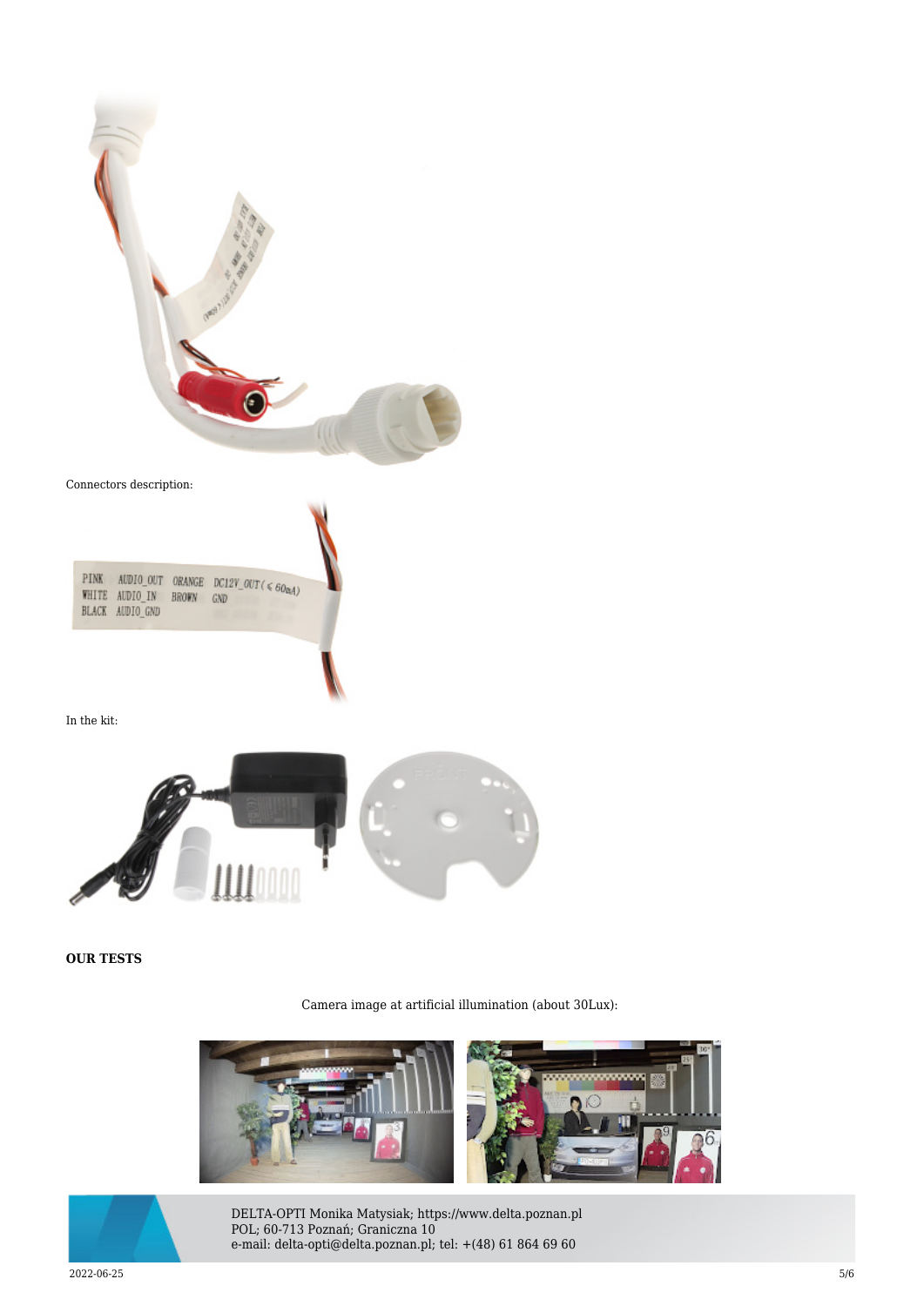Connectors description:

In the kit:

**OUR TESTS**

Camera image at artificial illumination (about 30Lux):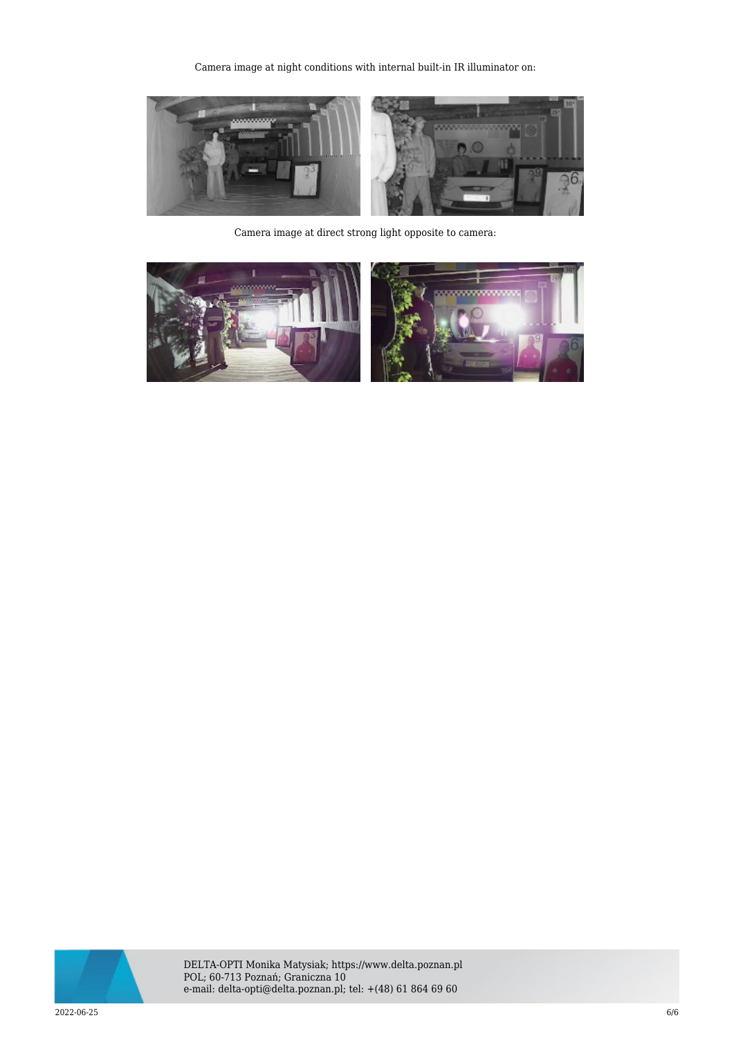Camera image at night conditions with internal built-in IR illuminator on:

Camera image at direct strong light opposite to camera: